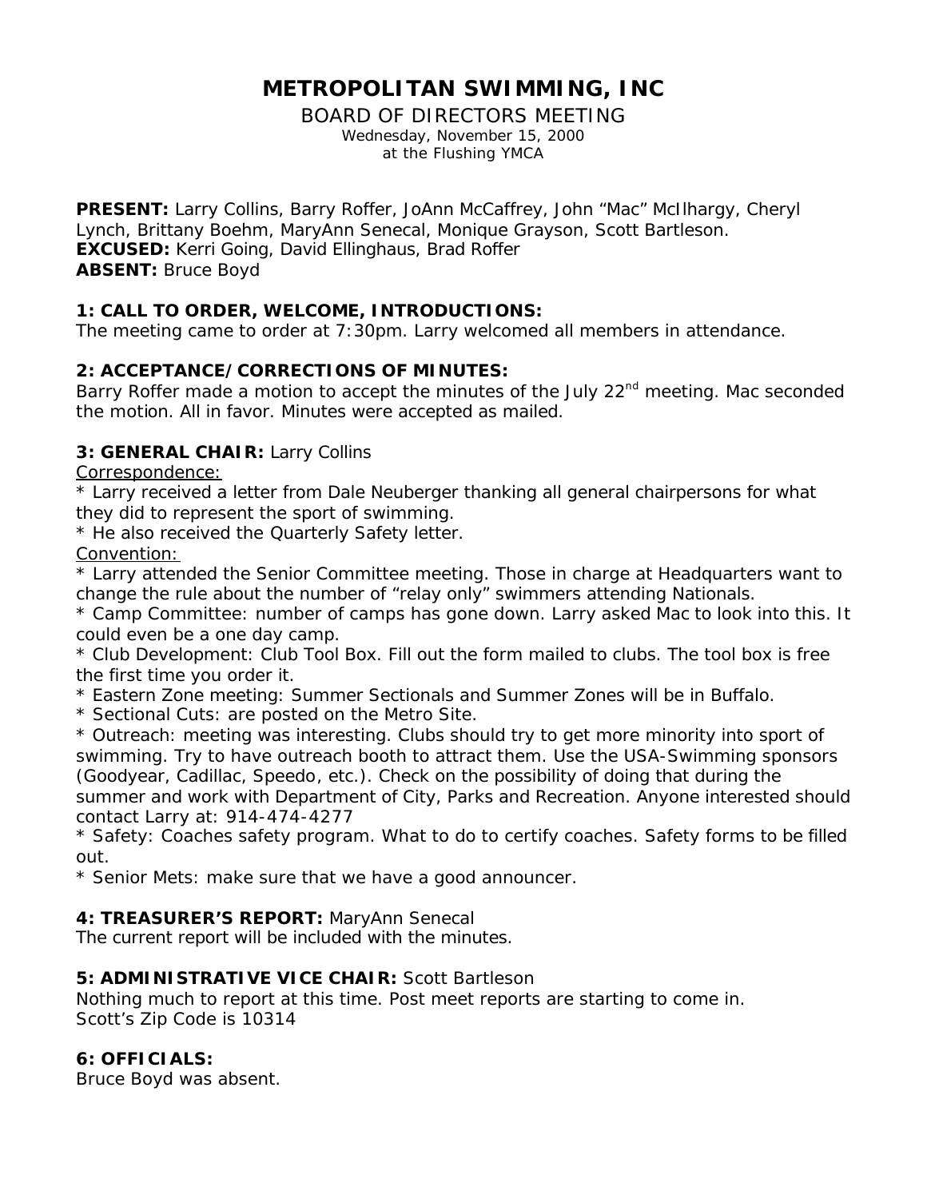# METROPOLITAN SWIMMING, INC

BOARD OF DIRECTORS MEETING

Wednesday, November 15, 2000
at the Flushing YMCA

**PRESENT:** Larry Collins, Barry Roffer, JoAnn McCaffrey, John "Mac" McIlhargy, Cheryl Lynch, Brittany Boehm, MaryAnn Senecal, Monique Grayson, Scott Bartleson.
**EXCUSED:** Kerri Going, David Ellinghaus, Brad Roffer
**ABSENT:** Bruce Boyd

### 1: CALL TO ORDER, WELCOME, INTRODUCTIONS:

The meeting came to order at 7:30pm. Larry welcomed all members in attendance.

### 2: ACCEPTANCE/CORRECTIONS OF MINUTES:

Barry Roffer made a motion to accept the minutes of the July 22nd meeting. Mac seconded the motion. All in favor. Minutes were accepted as mailed.

### 3: GENERAL CHAIR: Larry Collins

Correspondence:

* Larry received a letter from Dale Neuberger thanking all general chairpersons for what they did to represent the sport of swimming.
* He also received the Quarterly Safety letter.

Convention:

* Larry attended the Senior Committee meeting. Those in charge at Headquarters want to change the rule about the number of "relay only" swimmers attending Nationals.
* Camp Committee: number of camps has gone down. Larry asked Mac to look into this. It could even be a one day camp.
* Club Development: Club Tool Box. Fill out the form mailed to clubs. The tool box is free the first time you order it.
* Eastern Zone meeting: Summer Sectionals and Summer Zones will be in Buffalo.
* Sectional Cuts: are posted on the Metro Site.
* Outreach: meeting was interesting. Clubs should try to get more minority into sport of swimming. Try to have outreach booth to attract them. Use the USA-Swimming sponsors (Goodyear, Cadillac, Speedo, etc.). Check on the possibility of doing that during the summer and work with Department of City, Parks and Recreation. Anyone interested should contact Larry at: 914-474-4277
* Safety: Coaches safety program. What to do to certify coaches. Safety forms to be filled out.
* Senior Mets: make sure that we have a good announcer.

### 4: TREASURER'S REPORT: MaryAnn Senecal

The current report will be included with the minutes.

### 5: ADMINISTRATIVE VICE CHAIR: Scott Bartleson

Nothing much to report at this time. Post meet reports are starting to come in.
Scott's Zip Code is 10314

### 6: OFFICIALS:

Bruce Boyd was absent.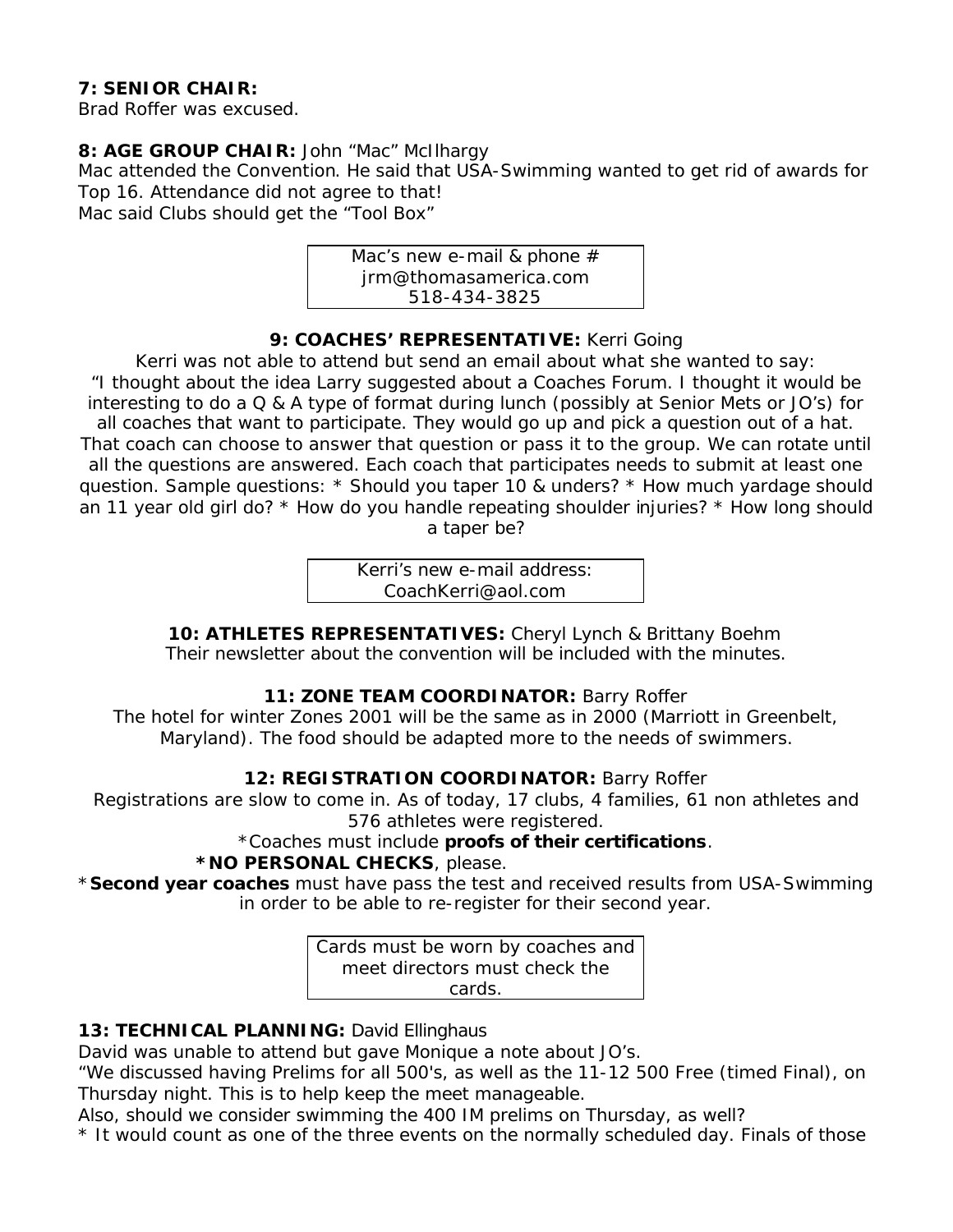**7: SENIOR CHAIR:**
Brad Roffer was excused.

**8: AGE GROUP CHAIR:** John "Mac" McIlhargy
Mac attended the Convention. He said that USA-Swimming wanted to get rid of awards for Top 16. Attendance did not agree to that!
Mac said Clubs should get the "Tool Box"

Mac's new e-mail & phone #
jrm@thomasamerica.com
518-434-3825

**9: COACHES' REPRESENTATIVE:** Kerri Going

Kerri was not able to attend but send an email about what she wanted to say:
"I thought about the idea Larry suggested about a Coaches Forum. I thought it would be interesting to do a Q & A type of format during lunch (possibly at Senior Mets or JO's) for all coaches that want to participate. They would go up and pick a question out of a hat. That coach can choose to answer that question or pass it to the group. We can rotate until all the questions are answered. Each coach that participates needs to submit at least one question. Sample questions: * Should you taper 10 & unders? * How much yardage should an 11 year old girl do? * How do you handle repeating shoulder injuries? * How long should a taper be?

Kerri's new e-mail address:
CoachKerri@aol.com

**10: ATHLETES REPRESENTATIVES:** Cheryl Lynch & Brittany Boehm
Their newsletter about the convention will be included with the minutes.

**11: ZONE TEAM COORDINATOR:** Barry Roffer
The hotel for winter Zones 2001 will be the same as in 2000 (Marriott in Greenbelt, Maryland). The food should be adapted more to the needs of swimmers.

**12: REGISTRATION COORDINATOR:** Barry Roffer
Registrations are slow to come in. As of today, 17 clubs, 4 families, 61 non athletes and 576 athletes were registered.
*Coaches must include **proofs of their certifications**.
***NO PERSONAL CHECKS**, please.
***Second year coaches** must have pass the test and received results from USA-Swimming in order to be able to re-register for their second year.

Cards must be worn by coaches and meet directors must check the cards.

**13: TECHNICAL PLANNING:** David Ellinghaus
David was unable to attend but gave Monique a note about JO's.
"We discussed having Prelims for all 500's, as well as the 11-12 500 Free (timed Final), on Thursday night. This is to help keep the meet manageable.
Also, should we consider swimming the 400 IM prelims on Thursday, as well?
* It would count as one of the three events on the normally scheduled day. Finals of those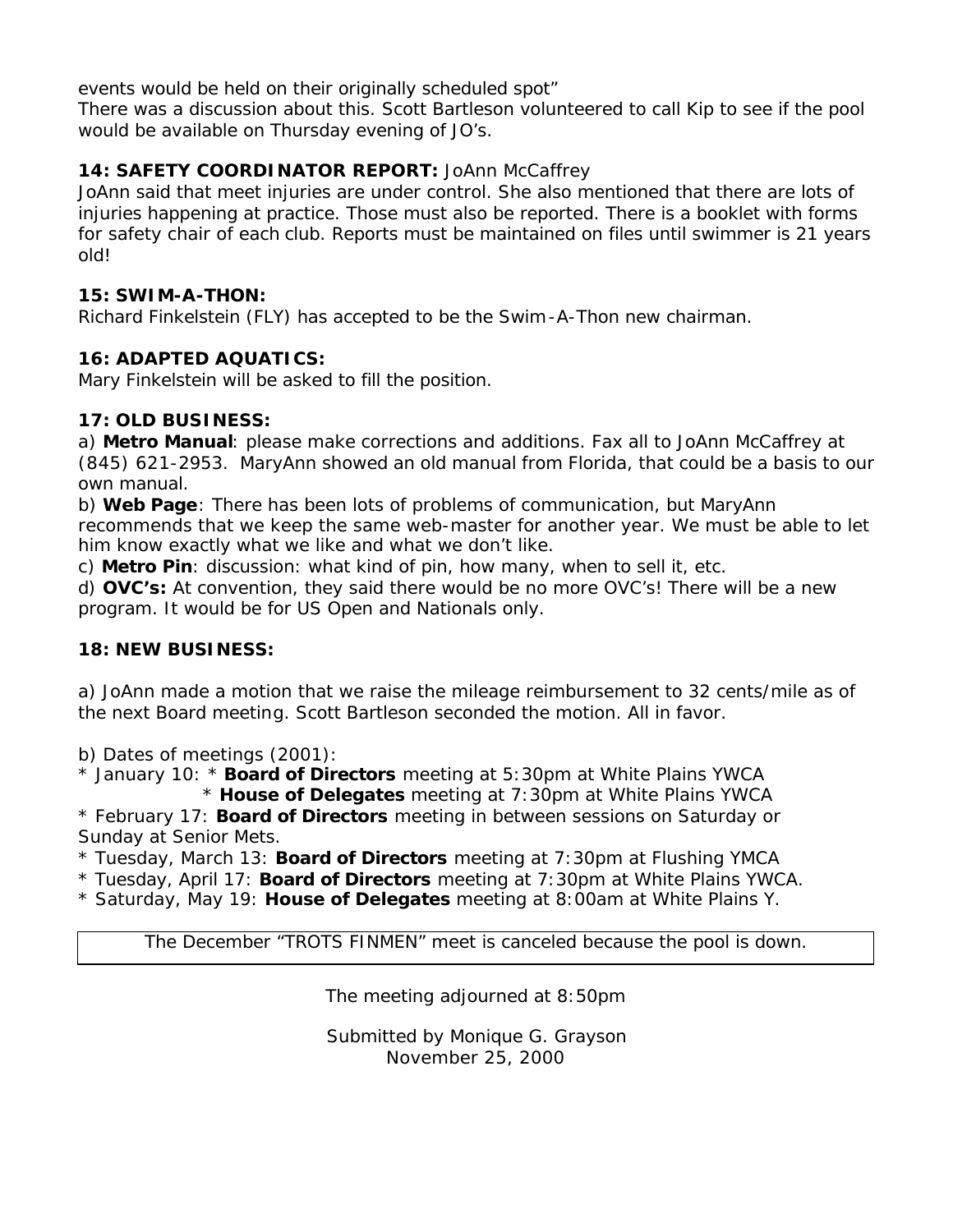events would be held on their originally scheduled spot"
There was a discussion about this. Scott Bartleson volunteered to call Kip to see if the pool would be available on Thursday evening of JO's.

**14: SAFETY COORDINATOR REPORT:** JoAnn McCaffrey
JoAnn said that meet injuries are under control. She also mentioned that there are lots of injuries happening at practice. Those must also be reported. There is a booklet with forms for safety chair of each club. Reports must be maintained on files until swimmer is 21 years old!

**15: SWIM-A-THON:**
Richard Finkelstein (FLY) has accepted to be the Swim-A-Thon new chairman.

**16: ADAPTED AQUATICS:**
Mary Finkelstein will be asked to fill the position.

**17: OLD BUSINESS:**
a) **Metro Manual**: please make corrections and additions. Fax all to JoAnn McCaffrey at (845) 621-2953. MaryAnn showed an old manual from Florida, that could be a basis to our own manual.
b) **Web Page**: There has been lots of problems of communication, but MaryAnn recommends that we keep the same web-master for another year. We must be able to let him know exactly what we like and what we don't like.
c) **Metro Pin**: discussion: what kind of pin, how many, when to sell it, etc.
d) **OVC's:** At convention, they said there would be no more OVC's! There will be a new program. It would be for US Open and Nationals only.

**18: NEW BUSINESS:**

a) JoAnn made a motion that we raise the mileage reimbursement to 32 cents/mile as of the next Board meeting. Scott Bartleson seconded the motion. All in favor.

b) Dates of meetings (2001):
* January 10: * **Board of Directors** meeting at 5:30pm at White Plains YWCA
  * **House of Delegates** meeting at 7:30pm at White Plains YWCA
* February 17: **Board of Directors** meeting in between sessions on Saturday or Sunday at Senior Mets.
* Tuesday, March 13: **Board of Directors** meeting at 7:30pm at Flushing YMCA
* Tuesday, April 17: **Board of Directors** meeting at 7:30pm at White Plains YWCA.
* Saturday, May 19: **House of Delegates** meeting at 8:00am at White Plains Y.

The December "TROTS FINMEN" meet is canceled because the pool is down.

The meeting adjourned at 8:50pm

Submitted by Monique G. Grayson
November 25, 2000